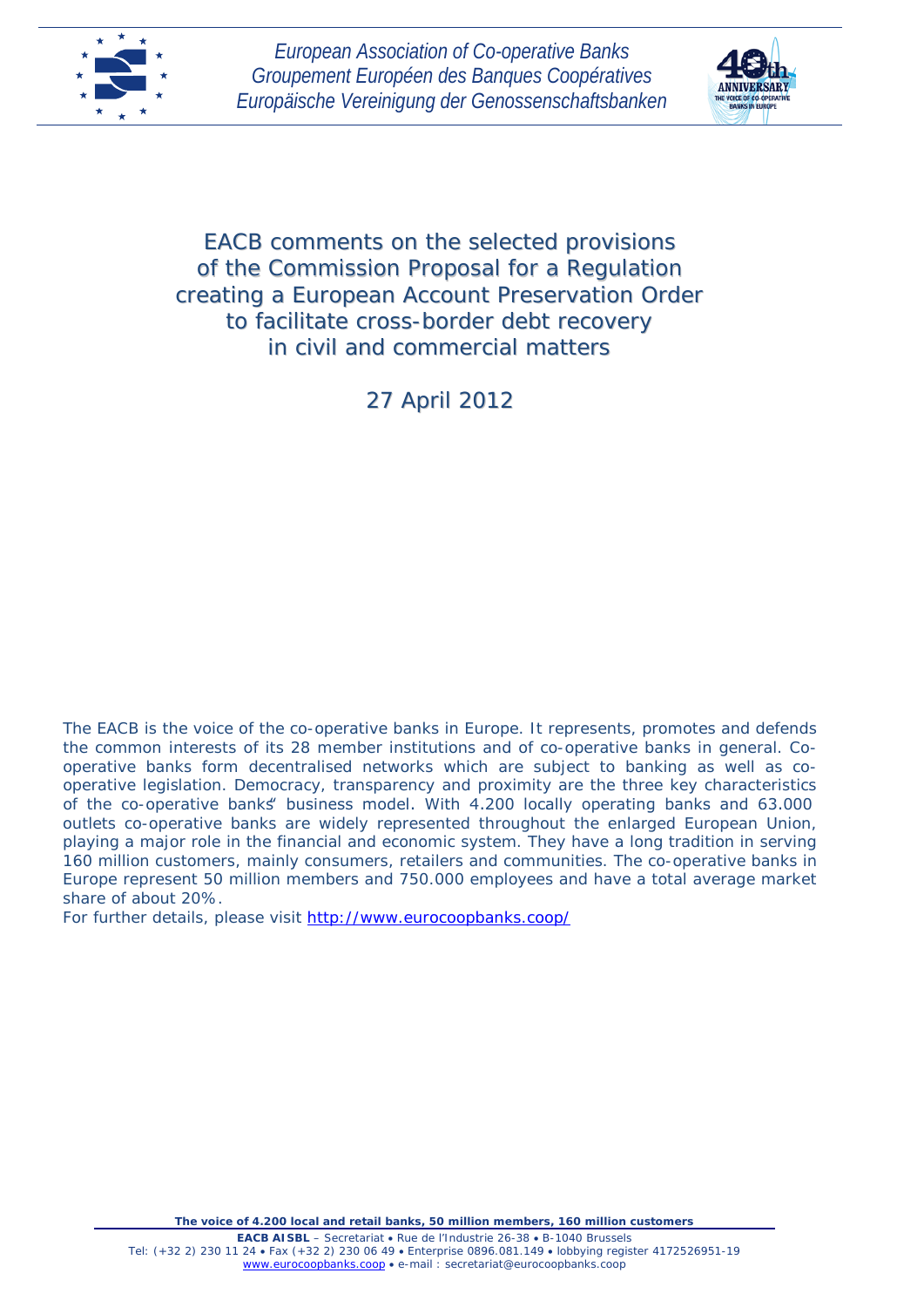*European Association of Co-operative Banks*
*Groupement Européen des Banques Coopératives*
*Europäische Vereinigung der Genossenschaftsbanken*

# EACB comments on the selected provisions of the Commission Proposal for a Regulation creating a European Account Preservation Order to facilitate cross-border debt recovery in civil and commercial matters

27 April 2012

The EACB is the voice of the co-operative banks in Europe. It represents, promotes and defends the common interests of its 28 member institutions and of co-operative banks in general. Co-operative banks form decentralised networks which are subject to banking as well as co-operative legislation. Democracy, transparency and proximity are the three key characteristics of the co-operative banks" business model. With 4.200 locally operating banks and 63.000 outlets co-operative banks are widely represented throughout the enlarged European Union, playing a major role in the financial and economic system. They have a long tradition in serving 160 million customers, mainly consumers, retailers and communities. The co-operative banks in Europe represent 50 million members and 750.000 employees and have a total average market share of about 20%.

For further details, please visit http://www.eurocoopbanks.coop/

**The voice of 4.200 local and retail banks, 50 million members, 160 million customers**

**EACB AISBL** – Secretariat • Rue de l'Industrie 26-38 • B-1040 Brussels
Tel: (+32 2) 230 11 24 • Fax (+32 2) 230 06 49 • Enterprise 0896.081.149 • lobbying register 4172526951-19
www.eurocoopbanks.coop • e-mail : secretariat@eurocoopbanks.coop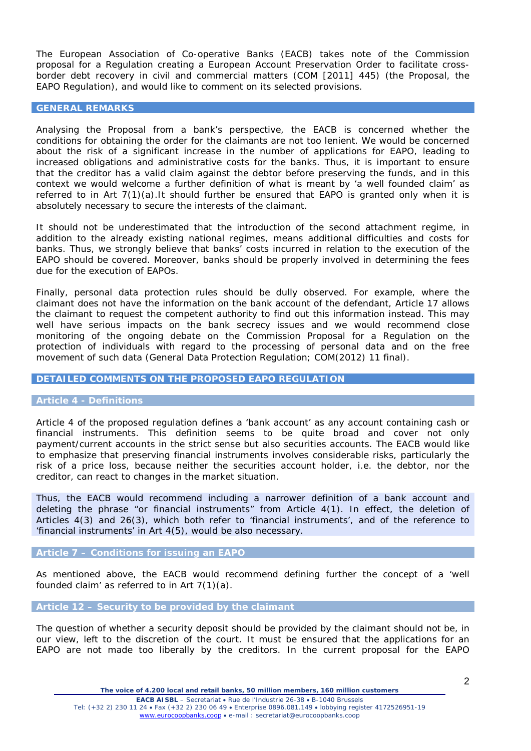The European Association of Co-operative Banks (EACB) takes note of the Commission proposal for a Regulation creating a European Account Preservation Order to facilitate cross-border debt recovery in civil and commercial matters (COM [2011] 445) (the Proposal, the EAPO Regulation), and would like to comment on its selected provisions.

## GENERAL REMARKS

Analysing the Proposal from a bank's perspective, the EACB is concerned whether the conditions for obtaining the order for the claimants are not too lenient. We would be concerned about the risk of a significant increase in the number of applications for EAPO, leading to increased obligations and administrative costs for the banks. Thus, it is important to ensure that the creditor has a valid claim against the debtor before preserving the funds, and in this context we would welcome a further definition of what is meant by 'a well founded claim' as referred to in Art 7(1)(a).It should further be ensured that EAPO is granted only when it is absolutely necessary to secure the interests of the claimant.

It should not be underestimated that the introduction of the second attachment regime, in addition to the already existing national regimes, means additional difficulties and costs for banks. Thus, we strongly believe that banks' costs incurred in relation to the execution of the EAPO should be covered. Moreover, banks should be properly involved in determining the fees due for the execution of EAPOs.

Finally, personal data protection rules should be dully observed. For example, where the claimant does not have the information on the bank account of the defendant, Article 17 allows the claimant to request the competent authority to find out this information instead. This may well have serious impacts on the bank secrecy issues and we would recommend close monitoring of the ongoing debate on the Commission Proposal for a Regulation on the protection of individuals with regard to the processing of personal data and on the free movement of such data (General Data Protection Regulation; COM(2012) 11 final).

## DETAILED COMMENTS ON THE PROPOSED EAPO REGULATION

### Article 4 - Definitions

Article 4 of the proposed regulation defines a 'bank account' as any account containing cash or financial instruments. This definition seems to be quite broad and cover not only payment/current accounts in the strict sense but also securities accounts. The EACB would like to emphasize that preserving financial instruments involves considerable risks, particularly the risk of a price loss, because neither the securities account holder, i.e. the debtor, nor the creditor, can react to changes in the market situation.

Thus, the EACB would recommend including a narrower definition of a bank account and deleting the phrase "or financial instruments" from Article 4(1). In effect, the deletion of Articles 4(3) and 26(3), which both refer to 'financial instruments', and of the reference to 'financial instruments' in Art 4(5), would be also necessary.

### Article 7 – Conditions for issuing an EAPO

As mentioned above, the EACB would recommend defining further the concept of a 'well founded claim' as referred to in Art 7(1)(a).

### Article 12 – Security to be provided by the claimant

The question of whether a security deposit should be provided by the claimant should not be, in our view, left to the discretion of the court. It must be ensured that the applications for an EAPO are not made too liberally by the creditors. In the current proposal for the EAPO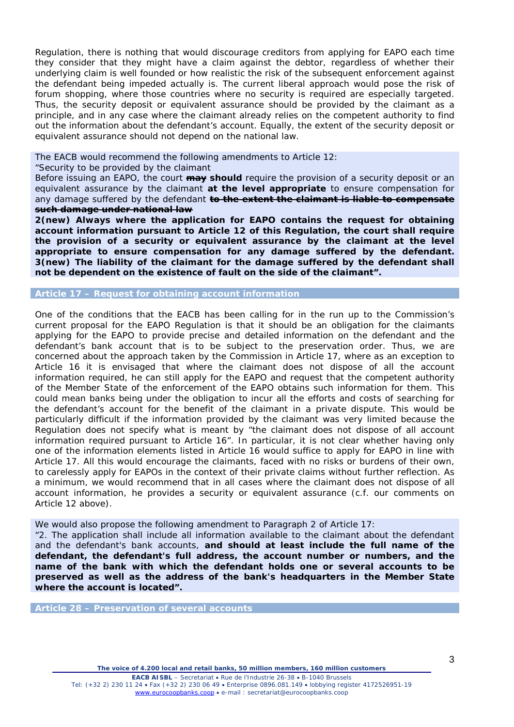Regulation, there is nothing that would discourage creditors from applying for EAPO each time they consider that they might have a claim against the debtor, regardless of whether their underlying claim is well founded or how realistic the risk of the subsequent enforcement against the defendant being impeded actually is. The current liberal approach would pose the risk of forum shopping, where those countries where no security is required are especially targeted. Thus, the security deposit or equivalent assurance should be provided by the claimant as a principle, and in any case where the claimant already relies on the competent authority to find out the information about the defendant's account. Equally, the extent of the security deposit or equivalent assurance should not depend on the national law.

The EACB would recommend the following amendments to Article 12:

"Security to be provided by the claimant

Before issuing an EAPO, the court ~~**may**~~ **should** require the provision of a security deposit or an equivalent assurance by the claimant **at the level appropriate** to ensure compensation for any damage suffered by the defendant ~~**to the extent the claimant is liable to compensate such damage under national law**~~

**2(new) Always where the application for EAPO contains the request for obtaining account information pursuant to Article 12 of this Regulation, the court shall require the provision of a security or equivalent assurance by the claimant at the level appropriate to ensure compensation for any damage suffered by the defendant.**

**3(new) The liability of the claimant for the damage suffered by the defendant shall not be dependent on the existence of fault on the side of the claimant".**

## Article 17 – Request for obtaining account information

One of the conditions that the EACB has been calling for in the run up to the Commission's current proposal for the EAPO Regulation is that it should be an obligation for the claimants applying for the EAPO to provide precise and detailed information on the defendant and the defendant's bank account that is to be subject to the preservation order. Thus, we are concerned about the approach taken by the Commission in Article 17, where as an exception to Article 16 it is envisaged that where the claimant does not dispose of all the account information required, he can still apply for the EAPO and request that the competent authority of the Member State of the enforcement of the EAPO obtains such information for them. This could mean banks being under the obligation to incur all the efforts and costs of searching for the defendant's account for the benefit of the claimant in a private dispute. This would be particularly difficult if the information provided by the claimant was very limited because the Regulation does not specify what is meant by "the claimant does not dispose of all account information required pursuant to Article 16". In particular, it is not clear whether having only one of the information elements listed in Article 16 would suffice to apply for EAPO in line with Article 17. All this would encourage the claimants, faced with no risks or burdens of their own, to carelessly apply for EAPOs in the context of their private claims without further reflection. As a minimum, we would recommend that in all cases where the claimant does not dispose of all account information, he provides a security or equivalent assurance (c.f. our comments on Article 12 above).

We would also propose the following amendment to Paragraph 2 of Article 17:

"2. The application shall include all information available to the claimant about the defendant and the defendant's bank accounts, **and should at least include the full name of the defendant, the defendant's full address, the account number or numbers, and the name of the bank with which the defendant holds one or several accounts to be preserved as well as the address of the bank's headquarters in the Member State where the account is located".**

## Article 28 – Preservation of several accounts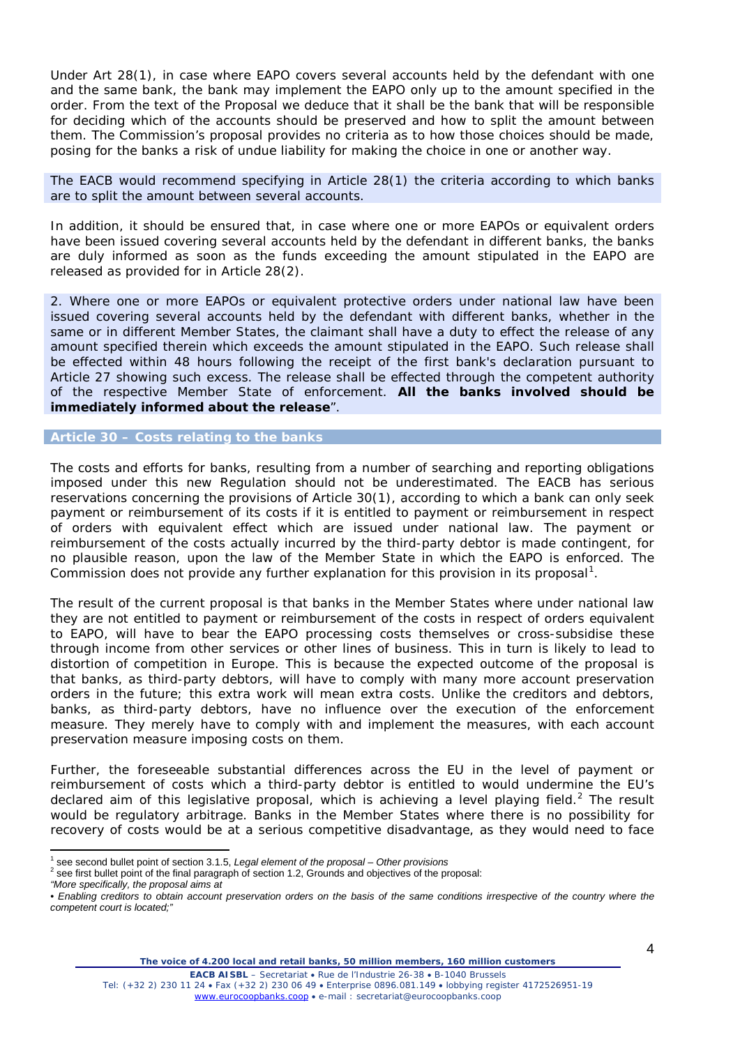Under Art 28(1), in case where EAPO covers several accounts held by the defendant with one and the same bank, the bank may implement the EAPO only up to the amount specified in the order. From the text of the Proposal we deduce that it shall be the bank that will be responsible for deciding which of the accounts should be preserved and how to split the amount between them. The Commission's proposal provides no criteria as to how those choices should be made, posing for the banks a risk of undue liability for making the choice in one or another way.

The EACB would recommend specifying in Article 28(1) the criteria according to which banks are to split the amount between several accounts.

In addition, it should be ensured that, in case where one or more EAPOs or equivalent orders have been issued covering several accounts held by the defendant in different banks, the banks are duly informed as soon as the funds exceeding the amount stipulated in the EAPO are released as provided for in Article 28(2).

2. Where one or more EAPOs or equivalent protective orders under national law have been issued covering several accounts held by the defendant with different banks, whether in the same or in different Member States, the claimant shall have a duty to effect the release of any amount specified therein which exceeds the amount stipulated in the EAPO. Such release shall be effected within 48 hours following the receipt of the first bank's declaration pursuant to Article 27 showing such excess. The release shall be effected through the competent authority of the respective Member State of enforcement. **All the banks involved should be immediately informed about the release**".

## Article 30 – Costs relating to the banks

The costs and efforts for banks, resulting from a number of searching and reporting obligations imposed under this new Regulation should not be underestimated. The EACB has serious reservations concerning the provisions of Article 30(1), according to which a bank can only seek payment or reimbursement of its costs if it is entitled to payment or reimbursement in respect of orders with equivalent effect which are issued under national law. The payment or reimbursement of the costs actually incurred by the third-party debtor is made contingent, for no plausible reason, upon the law of the Member State in which the EAPO is enforced. The Commission does not provide any further explanation for this provision in its proposal[1].

The result of the current proposal is that banks in the Member States where under national law they are not entitled to payment or reimbursement of the costs in respect of orders equivalent to EAPO, will have to bear the EAPO processing costs themselves or cross-subsidise these through income from other services or other lines of business. This in turn is likely to lead to distortion of competition in Europe. This is because the expected outcome of the proposal is that banks, as third-party debtors, will have to comply with many more account preservation orders in the future; this extra work will mean extra costs. Unlike the creditors and debtors, banks, as third-party debtors, have no influence over the execution of the enforcement measure. They merely have to comply with and implement the measures, with each account preservation measure imposing costs on them.

Further, the foreseeable substantial differences across the EU in the level of payment or reimbursement of costs which a third-party debtor is entitled to would undermine the EU's declared aim of this legislative proposal, which is achieving a level playing field.[2] The result would be regulatory arbitrage. Banks in the Member States where there is no possibility for recovery of costs would be at a serious competitive disadvantage, as they would need to face

---

[1] see second bullet point of section 3.1.5, *Legal element of the proposal – Other provisions*

[2] see first bullet point of the final paragraph of section 1.2, Grounds and objectives of the proposal: *"More specifically, the proposal aims at*

*• Enabling creditors to obtain account preservation orders on the basis of the same conditions irrespective of the country where the competent court is located;"*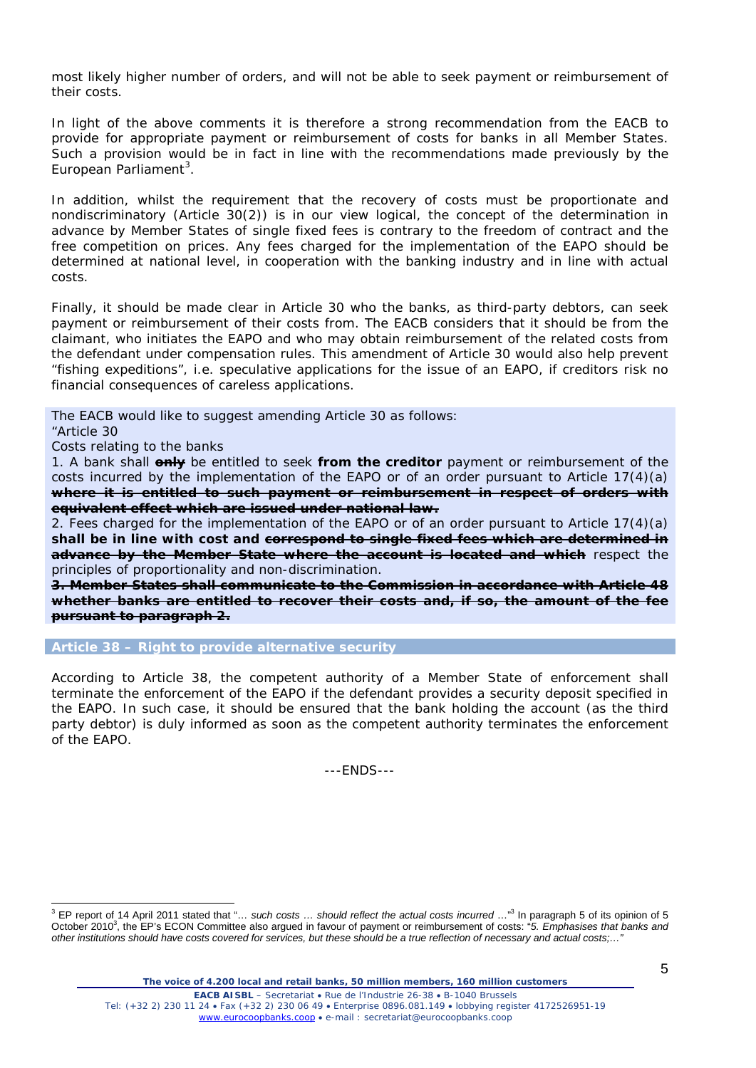most likely higher number of orders, and will not be able to seek payment or reimbursement of their costs.

In light of the above comments it is therefore a strong recommendation from the EACB to provide for appropriate payment or reimbursement of costs for banks in all Member States. Such a provision would be in fact in line with the recommendations made previously by the European Parliament[3].

In addition, whilst the requirement that the recovery of costs must be proportionate and nondiscriminatory (Article 30(2)) is in our view logical, the concept of the determination in advance by Member States of single fixed fees is contrary to the freedom of contract and the free competition on prices. Any fees charged for the implementation of the EAPO should be determined at national level, in cooperation with the banking industry and in line with actual costs.

Finally, it should be made clear in Article 30 who the banks, as third-party debtors, can seek payment or reimbursement of their costs from. The EACB considers that it should be from the claimant, who initiates the EAPO and who may obtain reimbursement of the related costs from the defendant under compensation rules. This amendment of Article 30 would also help prevent "fishing expeditions", i.e. speculative applications for the issue of an EAPO, if creditors risk no financial consequences of careless applications.

The EACB would like to suggest amending Article 30 as follows:

"Article 30

Costs relating to the banks

1. A bank shall ~~**only**~~ be entitled to seek **from the creditor** payment or reimbursement of the costs incurred by the implementation of the EAPO or of an order pursuant to Article 17(4)(a) ~~**where it is entitled to such payment or reimbursement in respect of orders with equivalent effect which are issued under national law.**~~

2. Fees charged for the implementation of the EAPO or of an order pursuant to Article 17(4)(a) **shall be in line with cost and** ~~**correspond to single fixed fees which are determined in advance by the Member State where the account is located and which**~~ respect the principles of proportionality and non-discrimination.

~~**3. Member States shall communicate to the Commission in accordance with Article 48 whether banks are entitled to recover their costs and, if so, the amount of the fee pursuant to paragraph 2.**~~

## Article 38 – Right to provide alternative security

According to Article 38, the competent authority of a Member State of enforcement shall terminate the enforcement of the EAPO if the defendant provides a security deposit specified in the EAPO. In such case, it should be ensured that the bank holding the account (as the third party debtor) is duly informed as soon as the competent authority terminates the enforcement of the EAPO.

---ENDS---

[3] EP report of 14 April 2011 stated that "… *such costs … should reflect the actual costs incurred …*"[3] In paragraph 5 of its opinion of 5 October 2010[3], the EP's ECON Committee also argued in favour of payment or reimbursement of costs: "*5. Emphasises that banks and other institutions should have costs covered for services, but these should be a true reflection of necessary and actual costs;…*"